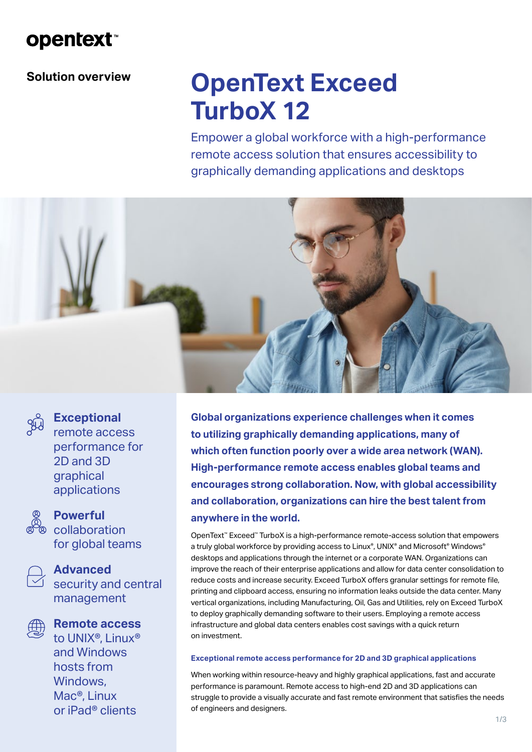opentext™

Solution overview

# OpenText Exceed TurboX 12

Empower a global workforce with a high-performance remote access solution that ensures accessibility to graphically demanding applications and desktops

**Exceptional** remote access performance for 2D and 3D graphical applications

**Powerful** collaboration for global teams

**Advanced** security and central management

**Remote access** to UNIX®, Linux® and Windows hosts from Windows, Mac®, Linux or iPad® clients

**Global organizations experience challenges when it comes to utilizing graphically demanding applications, many of which often function poorly over a wide area network (WAN). High-performance remote access enables global teams and encourages strong collaboration. Now, with global accessibility and collaboration, organizations can hire the best talent from anywhere in the world.**

OpenText™ Exceed™ TurboX is a high-performance remote-access solution that empowers a truly global workforce by providing access to Linux®, UNIX® and Microsoft® Windows® desktops and applications through the internet or a corporate WAN. Organizations can improve the reach of their enterprise applications and allow for data center consolidation to reduce costs and increase security. Exceed TurboX offers granular settings for remote file, printing and clipboard access, ensuring no information leaks outside the data center. Many vertical organizations, including Manufacturing, Oil, Gas and Utilities, rely on Exceed TurboX to deploy graphically demanding software to their users. Employing a remote access infrastructure and global data centers enables cost savings with a quick return on investment.

### Exceptional remote access performance for 2D and 3D graphical applications

When working within resource-heavy and highly graphical applications, fast and accurate performance is paramount. Remote access to high-end 2D and 3D applications can struggle to provide a visually accurate and fast remote environment that satisfies the needs of engineers and designers.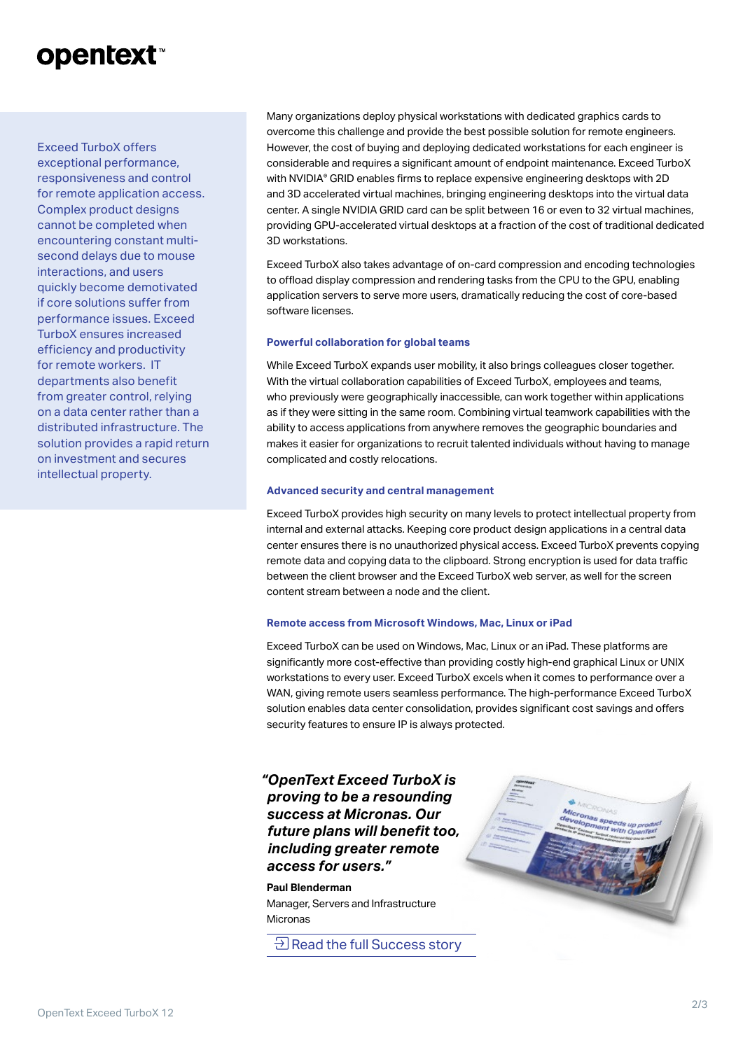Exceed TurboX offers exceptional performance, responsiveness and control for remote application access. Complex product designs cannot be completed when encountering constant multi-second delays due to mouse interactions, and users quickly become demotivated if core solutions suffer from performance issues. Exceed TurboX ensures increased efficiency and productivity for remote workers. IT departments also benefit from greater control, relying on a data center rather than a distributed infrastructure. The solution provides a rapid return on investment and secures intellectual property.

Many organizations deploy physical workstations with dedicated graphics cards to overcome this challenge and provide the best possible solution for remote engineers. However, the cost of buying and deploying dedicated workstations for each engineer is considerable and requires a significant amount of endpoint maintenance. Exceed TurboX with NVIDIA® GRID enables firms to replace expensive engineering desktops with 2D and 3D accelerated virtual machines, bringing engineering desktops into the virtual data center. A single NVIDIA GRID card can be split between 16 or even to 32 virtual machines, providing GPU-accelerated virtual desktops at a fraction of the cost of traditional dedicated 3D workstations.

Exceed TurboX also takes advantage of on-card compression and encoding technologies to offload display compression and rendering tasks from the CPU to the GPU, enabling application servers to serve more users, dramatically reducing the cost of core-based software licenses.

### Powerful collaboration for global teams

While Exceed TurboX expands user mobility, it also brings colleagues closer together. With the virtual collaboration capabilities of Exceed TurboX, employees and teams, who previously were geographically inaccessible, can work together within applications as if they were sitting in the same room. Combining virtual teamwork capabilities with the ability to access applications from anywhere removes the geographic boundaries and makes it easier for organizations to recruit talented individuals without having to manage complicated and costly relocations.

### Advanced security and central management

Exceed TurboX provides high security on many levels to protect intellectual property from internal and external attacks. Keeping core product design applications in a central data center ensures there is no unauthorized physical access. Exceed TurboX prevents copying remote data and copying data to the clipboard. Strong encryption is used for data traffic between the client browser and the Exceed TurboX web server, as well for the screen content stream between a node and the client.

### Remote access from Microsoft Windows, Mac, Linux or iPad

Exceed TurboX can be used on Windows, Mac, Linux or an iPad. These platforms are significantly more cost-effective than providing costly high-end graphical Linux or UNIX workstations to every user. Exceed TurboX excels when it comes to performance over a WAN, giving remote users seamless performance. The high-performance Exceed TurboX solution enables data center consolidation, provides significant cost savings and offers security features to ensure IP is always protected.

***"OpenText Exceed TurboX is proving to be a resounding success at Micronas. Our future plans will benefit too, including greater remote access for users."***

**Paul Blenderman**
Manager, Servers and Infrastructure
Micronas

Read the full Success story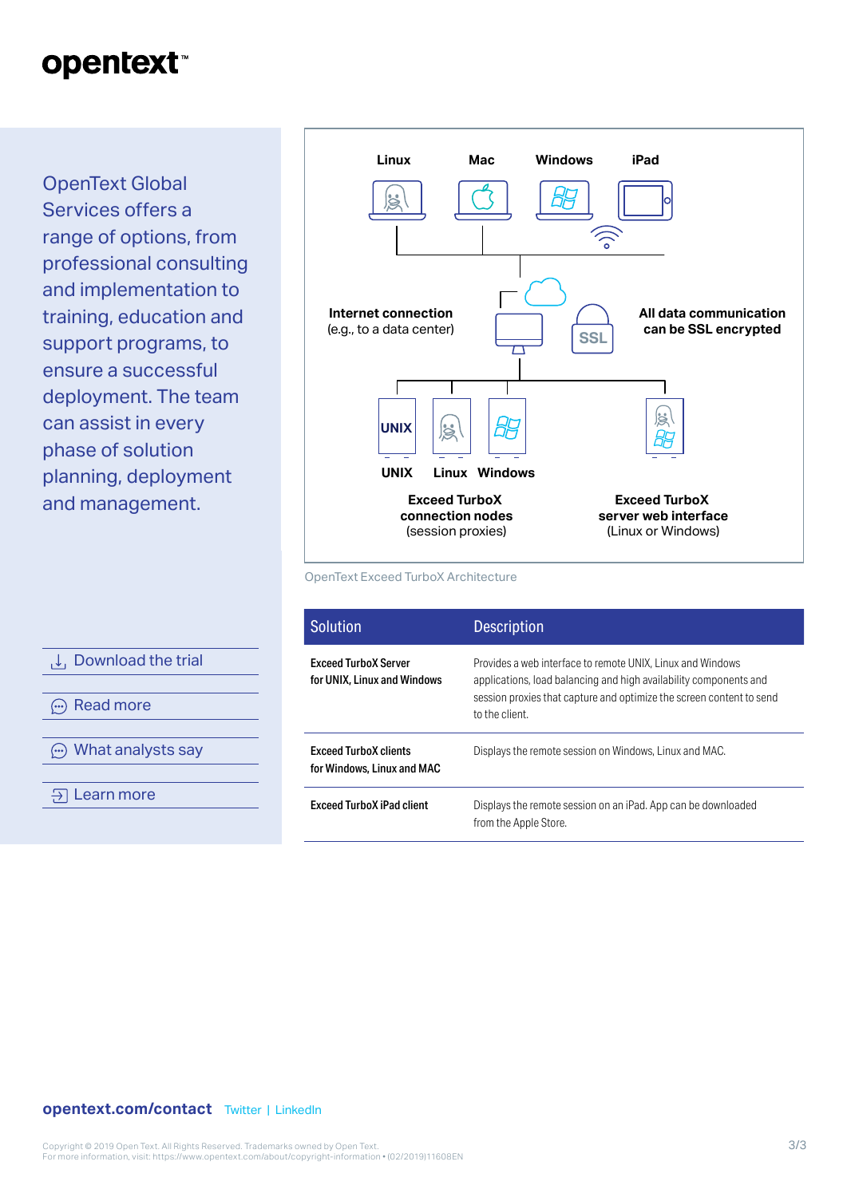opentext

OpenText Global Services offers a range of options, from professional consulting and implementation to training, education and support programs, to ensure a successful deployment. The team can assist in every phase of solution planning, deployment and management.

- Download the trial
- Read more
- What analysts say
- Learn more

Linux
Mac
Windows
iPad

Internet connection
(e.g., to a data center)

SSL

All data communication can be SSL encrypted

UNIX
UNIX
Linux
Windows

Exceed TurboX connection nodes
(session proxies)

Exceed TurboX server web interface
(Linux or Windows)

OpenText Exceed TurboX Architecture

| Solution | Description |
|---|---|
| **Exceed TurboX Server for UNIX, Linux and Windows** | Provides a web interface to remote UNIX, Linux and Windows applications, load balancing and high availability components and session proxies that capture and optimize the screen content to send to the client. |
| **Exceed TurboX clients for Windows, Linux and MAC** | Displays the remote session on Windows, Linux and MAC. |
| **Exceed TurboX iPad client** | Displays the remote session on an iPad. App can be downloaded from the Apple Store. |

**opentext.com/contact** Twitter | LinkedIn

Copyright © 2019 Open Text. All Rights Reserved. Trademarks owned by Open Text.
For more information, visit: https://www.opentext.com/about/copyright-information • (02/2019)11608EN